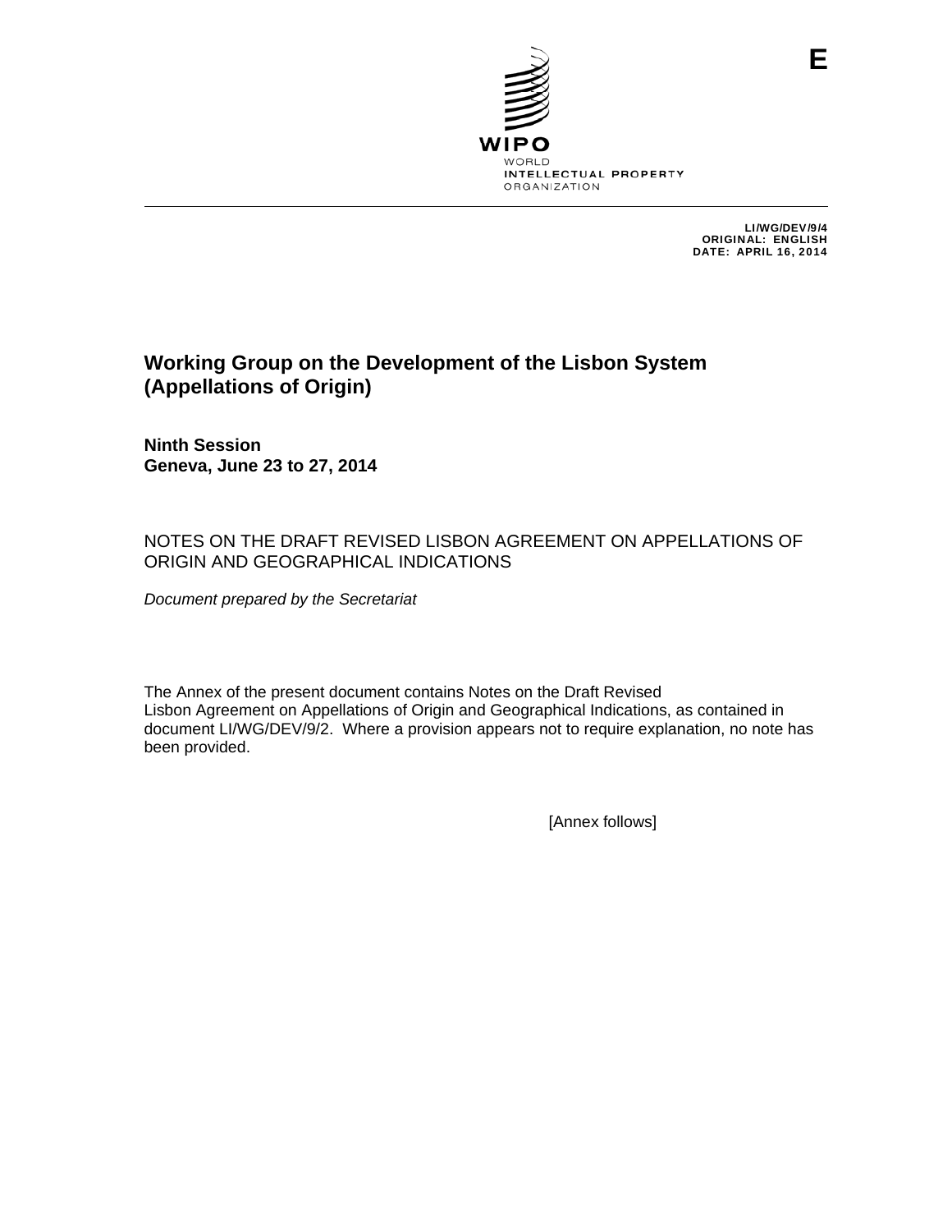E

WIPO
WORLD
INTELLECTUAL PROPERTY
ORGANIZATION

LI/WG/DEV/9/4
ORIGINAL: ENGLISH
DATE: APRIL 16, 2014

# Working Group on the Development of the Lisbon System (Appellations of Origin)

**Ninth Session**
**Geneva, June 23 to 27, 2014**

NOTES ON THE DRAFT REVISED LISBON AGREEMENT ON APPELLATIONS OF ORIGIN AND GEOGRAPHICAL INDICATIONS

*Document prepared by the Secretariat*

The Annex of the present document contains Notes on the Draft Revised Lisbon Agreement on Appellations of Origin and Geographical Indications, as contained in document LI/WG/DEV/9/2. Where a provision appears not to require explanation, no note has been provided.

[Annex follows]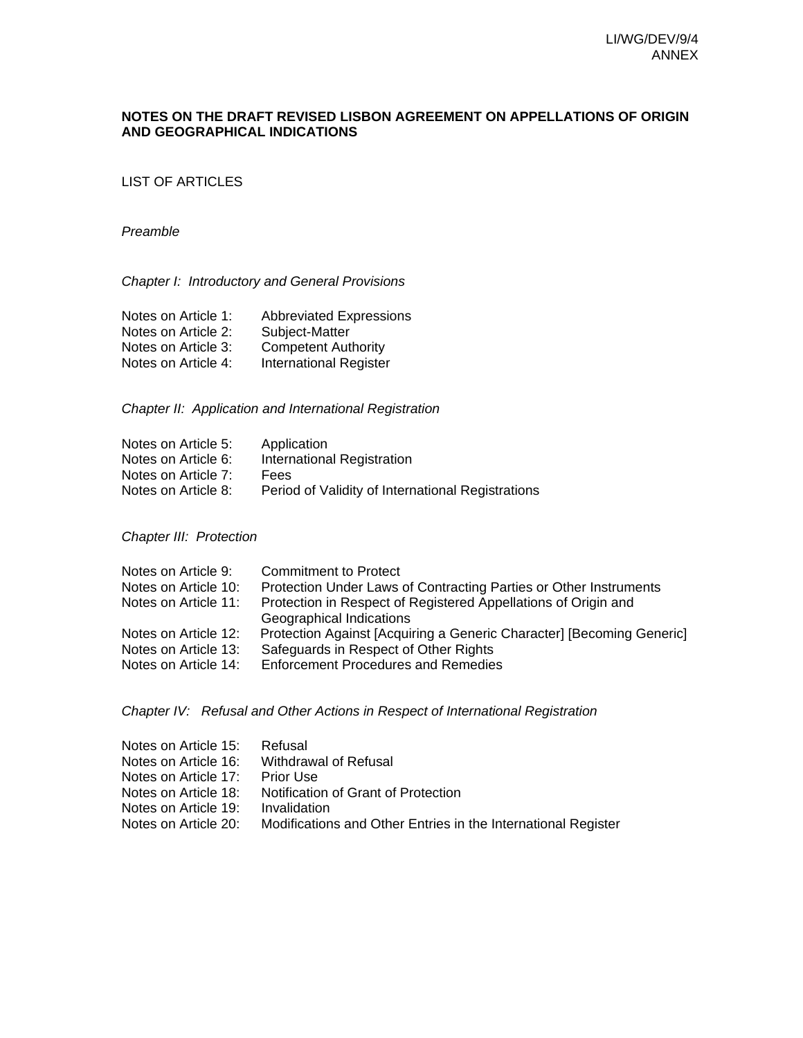**NOTES ON THE DRAFT REVISED LISBON AGREEMENT ON APPELLATIONS OF ORIGIN AND GEOGRAPHICAL INDICATIONS**

LIST OF ARTICLES

*Preamble*

*Chapter I: Introductory and General Provisions*

Notes on Article 1: Abbreviated Expressions
Notes on Article 2: Subject-Matter
Notes on Article 3: Competent Authority
Notes on Article 4: International Register

*Chapter II: Application and International Registration*

Notes on Article 5: Application
Notes on Article 6: International Registration
Notes on Article 7: Fees
Notes on Article 8: Period of Validity of International Registrations

*Chapter III: Protection*

Notes on Article 9: Commitment to Protect
Notes on Article 10: Protection Under Laws of Contracting Parties or Other Instruments
Notes on Article 11: Protection in Respect of Registered Appellations of Origin and Geographical Indications
Notes on Article 12: Protection Against [Acquiring a Generic Character] [Becoming Generic]
Notes on Article 13: Safeguards in Respect of Other Rights
Notes on Article 14: Enforcement Procedures and Remedies

*Chapter IV: Refusal and Other Actions in Respect of International Registration*

Notes on Article 15: Refusal
Notes on Article 16: Withdrawal of Refusal
Notes on Article 17: Prior Use
Notes on Article 18: Notification of Grant of Protection
Notes on Article 19: Invalidation
Notes on Article 20: Modifications and Other Entries in the International Register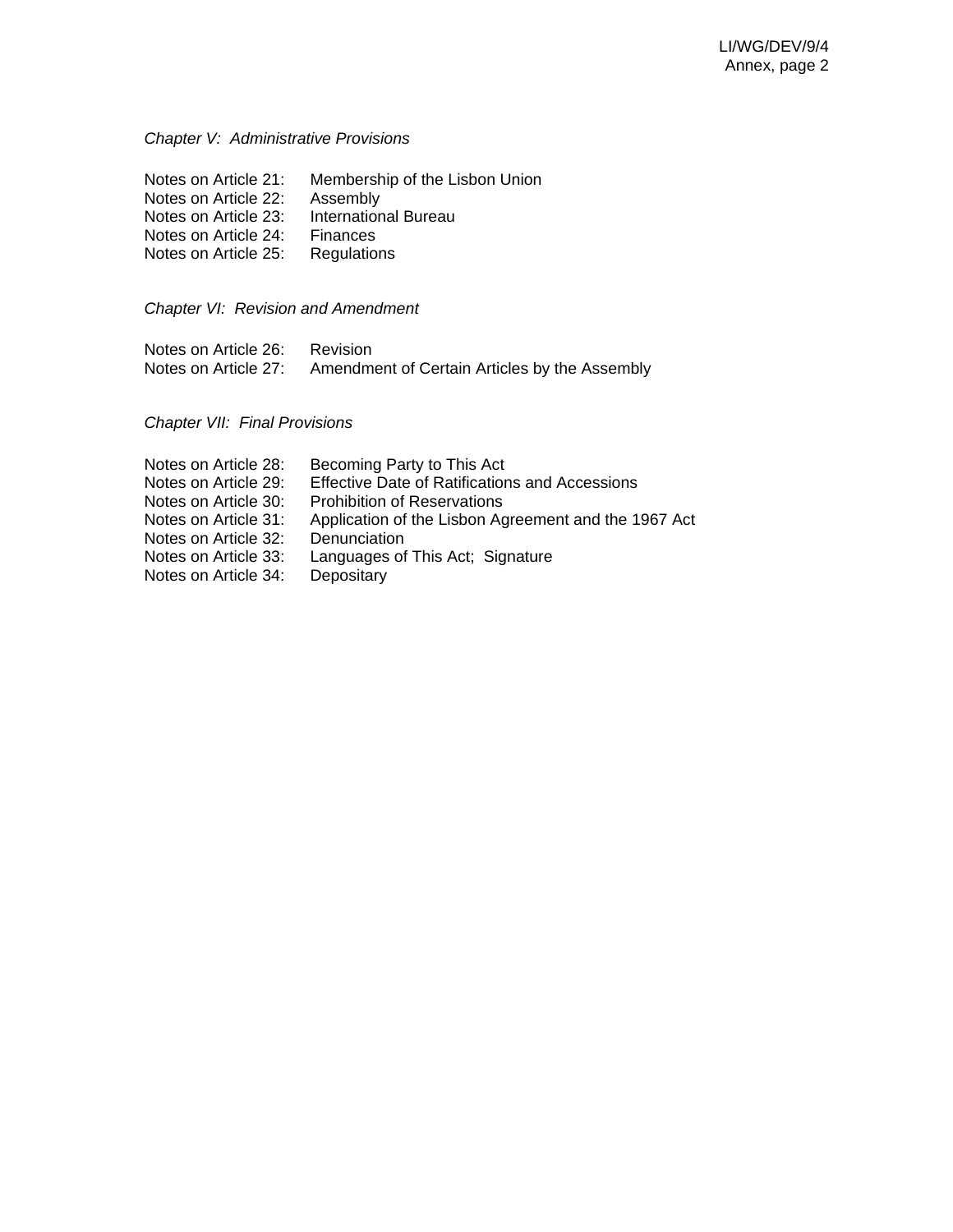*Chapter V:  Administrative Provisions*

Notes on Article 21: Membership of the Lisbon Union
Notes on Article 22: Assembly
Notes on Article 23: International Bureau
Notes on Article 24: Finances
Notes on Article 25: Regulations

*Chapter VI:  Revision and Amendment*

Notes on Article 26: Revision
Notes on Article 27: Amendment of Certain Articles by the Assembly

*Chapter VII:  Final Provisions*

Notes on Article 28: Becoming Party to This Act
Notes on Article 29: Effective Date of Ratifications and Accessions
Notes on Article 30: Prohibition of Reservations
Notes on Article 31: Application of the Lisbon Agreement and the 1967 Act
Notes on Article 32: Denunciation
Notes on Article 33: Languages of This Act;  Signature
Notes on Article 34: Depositary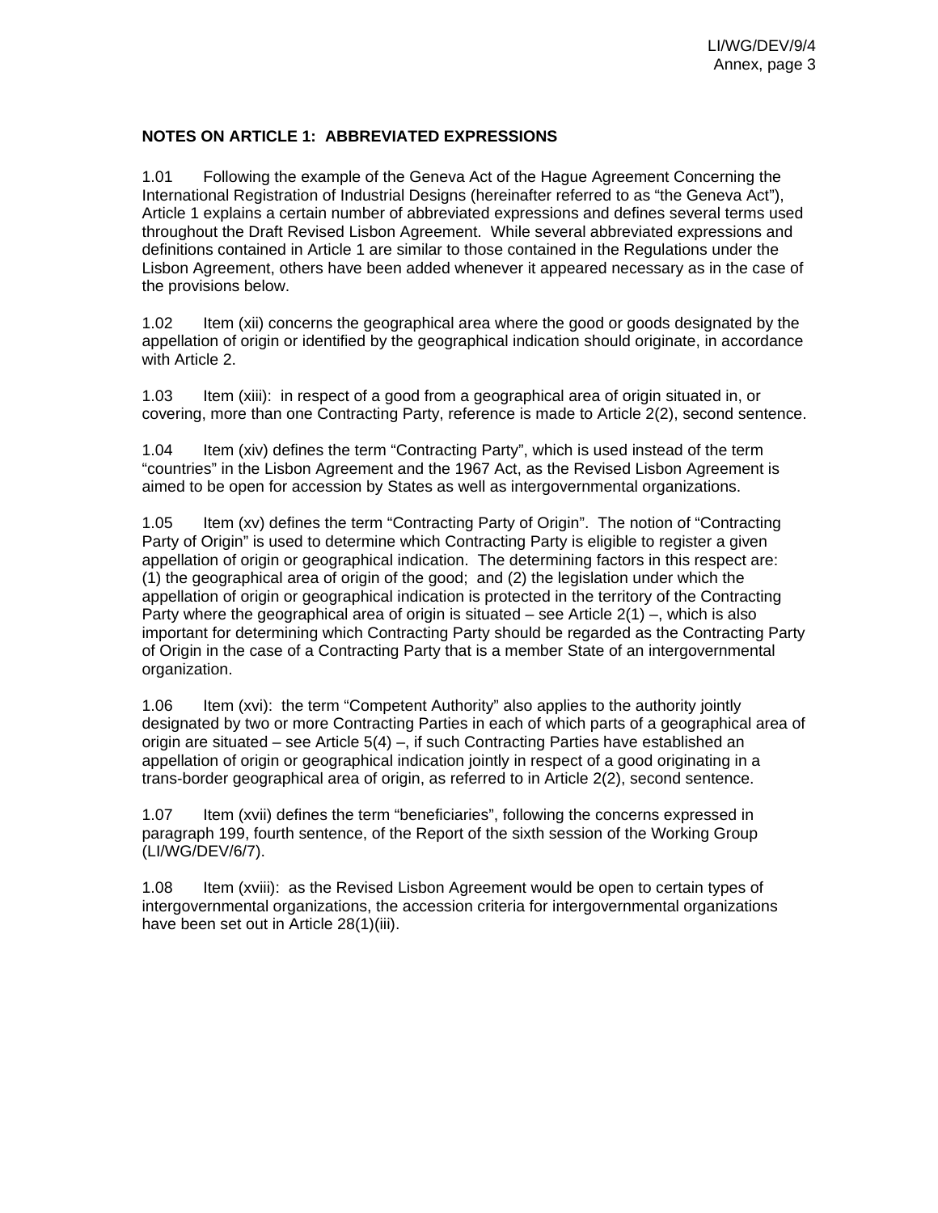**NOTES ON ARTICLE 1: ABBREVIATED EXPRESSIONS**

1.01 Following the example of the Geneva Act of the Hague Agreement Concerning the International Registration of Industrial Designs (hereinafter referred to as "the Geneva Act"), Article 1 explains a certain number of abbreviated expressions and defines several terms used throughout the Draft Revised Lisbon Agreement. While several abbreviated expressions and definitions contained in Article 1 are similar to those contained in the Regulations under the Lisbon Agreement, others have been added whenever it appeared necessary as in the case of the provisions below.

1.02 Item (xii) concerns the geographical area where the good or goods designated by the appellation of origin or identified by the geographical indication should originate, in accordance with Article 2.

1.03 Item (xiii): in respect of a good from a geographical area of origin situated in, or covering, more than one Contracting Party, reference is made to Article 2(2), second sentence.

1.04 Item (xiv) defines the term "Contracting Party", which is used instead of the term "countries" in the Lisbon Agreement and the 1967 Act, as the Revised Lisbon Agreement is aimed to be open for accession by States as well as intergovernmental organizations.

1.05 Item (xv) defines the term "Contracting Party of Origin". The notion of "Contracting Party of Origin" is used to determine which Contracting Party is eligible to register a given appellation of origin or geographical indication. The determining factors in this respect are: (1) the geographical area of origin of the good; and (2) the legislation under which the appellation of origin or geographical indication is protected in the territory of the Contracting Party where the geographical area of origin is situated – see Article 2(1) –, which is also important for determining which Contracting Party should be regarded as the Contracting Party of Origin in the case of a Contracting Party that is a member State of an intergovernmental organization.

1.06 Item (xvi): the term "Competent Authority" also applies to the authority jointly designated by two or more Contracting Parties in each of which parts of a geographical area of origin are situated – see Article 5(4) –, if such Contracting Parties have established an appellation of origin or geographical indication jointly in respect of a good originating in a trans-border geographical area of origin, as referred to in Article 2(2), second sentence.

1.07 Item (xvii) defines the term "beneficiaries", following the concerns expressed in paragraph 199, fourth sentence, of the Report of the sixth session of the Working Group (LI/WG/DEV/6/7).

1.08 Item (xviii): as the Revised Lisbon Agreement would be open to certain types of intergovernmental organizations, the accession criteria for intergovernmental organizations have been set out in Article 28(1)(iii).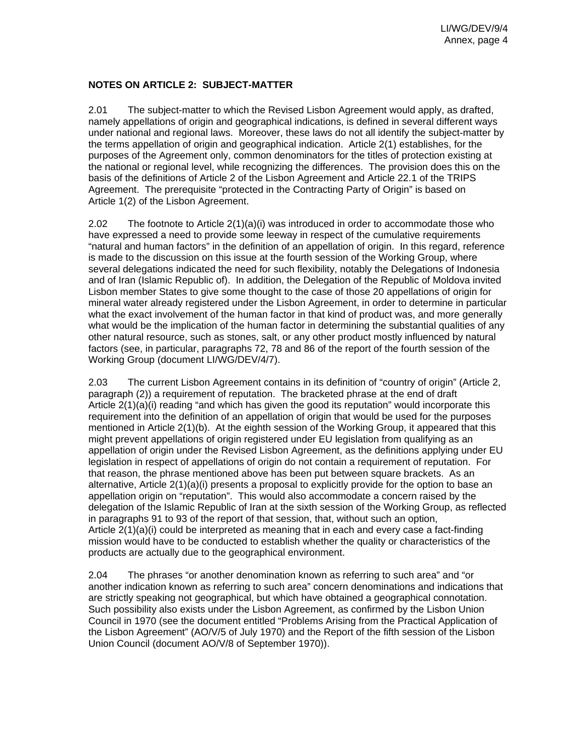**NOTES ON ARTICLE 2: SUBJECT-MATTER**

2.01 The subject-matter to which the Revised Lisbon Agreement would apply, as drafted, namely appellations of origin and geographical indications, is defined in several different ways under national and regional laws. Moreover, these laws do not all identify the subject-matter by the terms appellation of origin and geographical indication. Article 2(1) establishes, for the purposes of the Agreement only, common denominators for the titles of protection existing at the national or regional level, while recognizing the differences. The provision does this on the basis of the definitions of Article 2 of the Lisbon Agreement and Article 22.1 of the TRIPS Agreement. The prerequisite "protected in the Contracting Party of Origin" is based on Article 1(2) of the Lisbon Agreement.

2.02 The footnote to Article 2(1)(a)(i) was introduced in order to accommodate those who have expressed a need to provide some leeway in respect of the cumulative requirements "natural and human factors" in the definition of an appellation of origin. In this regard, reference is made to the discussion on this issue at the fourth session of the Working Group, where several delegations indicated the need for such flexibility, notably the Delegations of Indonesia and of Iran (Islamic Republic of). In addition, the Delegation of the Republic of Moldova invited Lisbon member States to give some thought to the case of those 20 appellations of origin for mineral water already registered under the Lisbon Agreement, in order to determine in particular what the exact involvement of the human factor in that kind of product was, and more generally what would be the implication of the human factor in determining the substantial qualities of any other natural resource, such as stones, salt, or any other product mostly influenced by natural factors (see, in particular, paragraphs 72, 78 and 86 of the report of the fourth session of the Working Group (document LI/WG/DEV/4/7).

2.03 The current Lisbon Agreement contains in its definition of "country of origin" (Article 2, paragraph (2)) a requirement of reputation. The bracketed phrase at the end of draft Article 2(1)(a)(i) reading "and which has given the good its reputation" would incorporate this requirement into the definition of an appellation of origin that would be used for the purposes mentioned in Article 2(1)(b). At the eighth session of the Working Group, it appeared that this might prevent appellations of origin registered under EU legislation from qualifying as an appellation of origin under the Revised Lisbon Agreement, as the definitions applying under EU legislation in respect of appellations of origin do not contain a requirement of reputation. For that reason, the phrase mentioned above has been put between square brackets. As an alternative, Article 2(1)(a)(i) presents a proposal to explicitly provide for the option to base an appellation origin on "reputation". This would also accommodate a concern raised by the delegation of the Islamic Republic of Iran at the sixth session of the Working Group, as reflected in paragraphs 91 to 93 of the report of that session, that, without such an option, Article 2(1)(a)(i) could be interpreted as meaning that in each and every case a fact-finding mission would have to be conducted to establish whether the quality or characteristics of the products are actually due to the geographical environment.

2.04 The phrases "or another denomination known as referring to such area" and "or another indication known as referring to such area" concern denominations and indications that are strictly speaking not geographical, but which have obtained a geographical connotation. Such possibility also exists under the Lisbon Agreement, as confirmed by the Lisbon Union Council in 1970 (see the document entitled "Problems Arising from the Practical Application of the Lisbon Agreement" (AO/V/5 of July 1970) and the Report of the fifth session of the Lisbon Union Council (document AO/V/8 of September 1970)).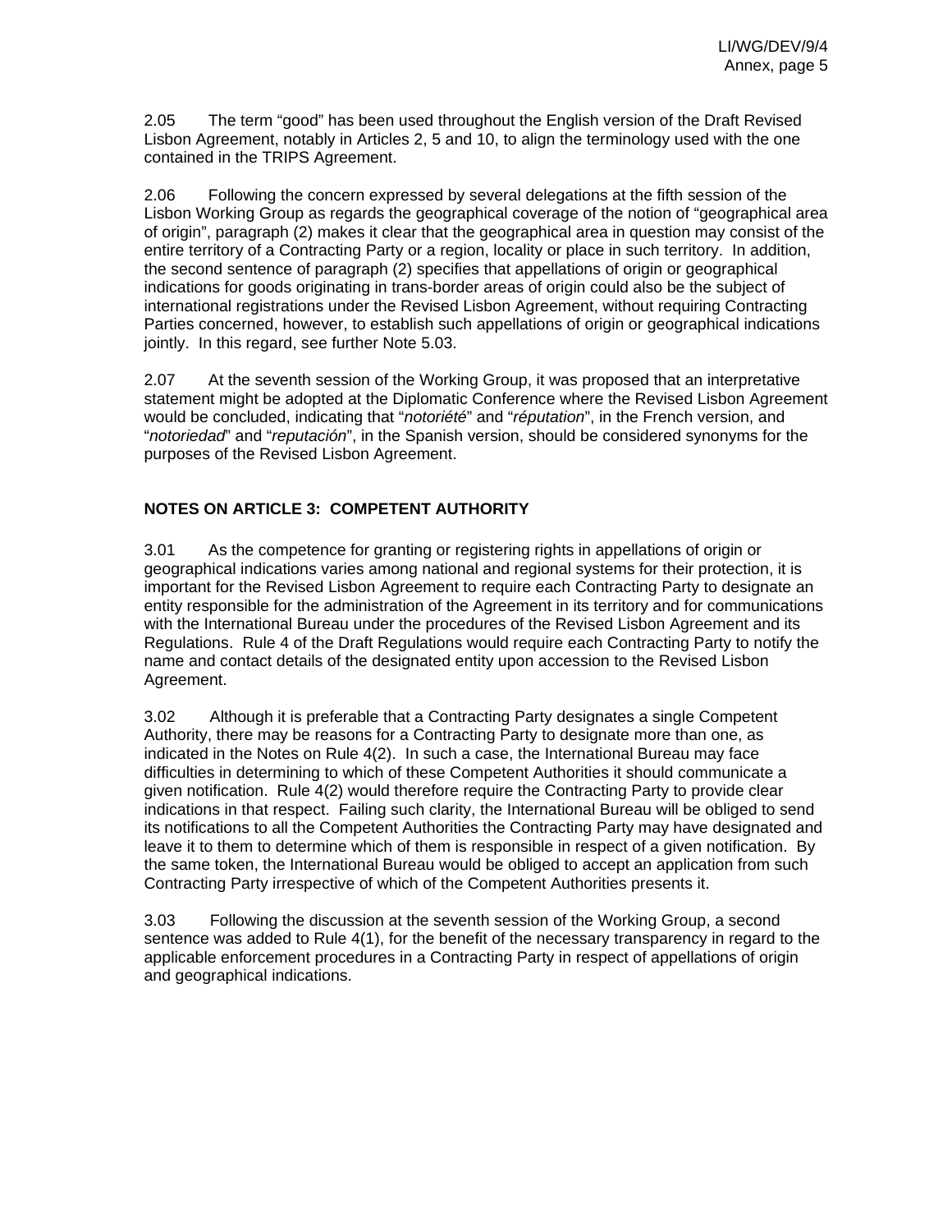2.05 The term “good” has been used throughout the English version of the Draft Revised Lisbon Agreement, notably in Articles 2, 5 and 10, to align the terminology used with the one contained in the TRIPS Agreement.

2.06 Following the concern expressed by several delegations at the fifth session of the Lisbon Working Group as regards the geographical coverage of the notion of “geographical area of origin”, paragraph (2) makes it clear that the geographical area in question may consist of the entire territory of a Contracting Party or a region, locality or place in such territory. In addition, the second sentence of paragraph (2) specifies that appellations of origin or geographical indications for goods originating in trans-border areas of origin could also be the subject of international registrations under the Revised Lisbon Agreement, without requiring Contracting Parties concerned, however, to establish such appellations of origin or geographical indications jointly. In this regard, see further Note 5.03.

2.07 At the seventh session of the Working Group, it was proposed that an interpretative statement might be adopted at the Diplomatic Conference where the Revised Lisbon Agreement would be concluded, indicating that “*notoriété*” and “*réputation*”, in the French version, and “*notoriedad*” and “*reputación*”, in the Spanish version, should be considered synonyms for the purposes of the Revised Lisbon Agreement.

## NOTES ON ARTICLE 3: COMPETENT AUTHORITY

3.01 As the competence for granting or registering rights in appellations of origin or geographical indications varies among national and regional systems for their protection, it is important for the Revised Lisbon Agreement to require each Contracting Party to designate an entity responsible for the administration of the Agreement in its territory and for communications with the International Bureau under the procedures of the Revised Lisbon Agreement and its Regulations. Rule 4 of the Draft Regulations would require each Contracting Party to notify the name and contact details of the designated entity upon accession to the Revised Lisbon Agreement.

3.02 Although it is preferable that a Contracting Party designates a single Competent Authority, there may be reasons for a Contracting Party to designate more than one, as indicated in the Notes on Rule 4(2). In such a case, the International Bureau may face difficulties in determining to which of these Competent Authorities it should communicate a given notification. Rule 4(2) would therefore require the Contracting Party to provide clear indications in that respect. Failing such clarity, the International Bureau will be obliged to send its notifications to all the Competent Authorities the Contracting Party may have designated and leave it to them to determine which of them is responsible in respect of a given notification. By the same token, the International Bureau would be obliged to accept an application from such Contracting Party irrespective of which of the Competent Authorities presents it.

3.03 Following the discussion at the seventh session of the Working Group, a second sentence was added to Rule 4(1), for the benefit of the necessary transparency in regard to the applicable enforcement procedures in a Contracting Party in respect of appellations of origin and geographical indications.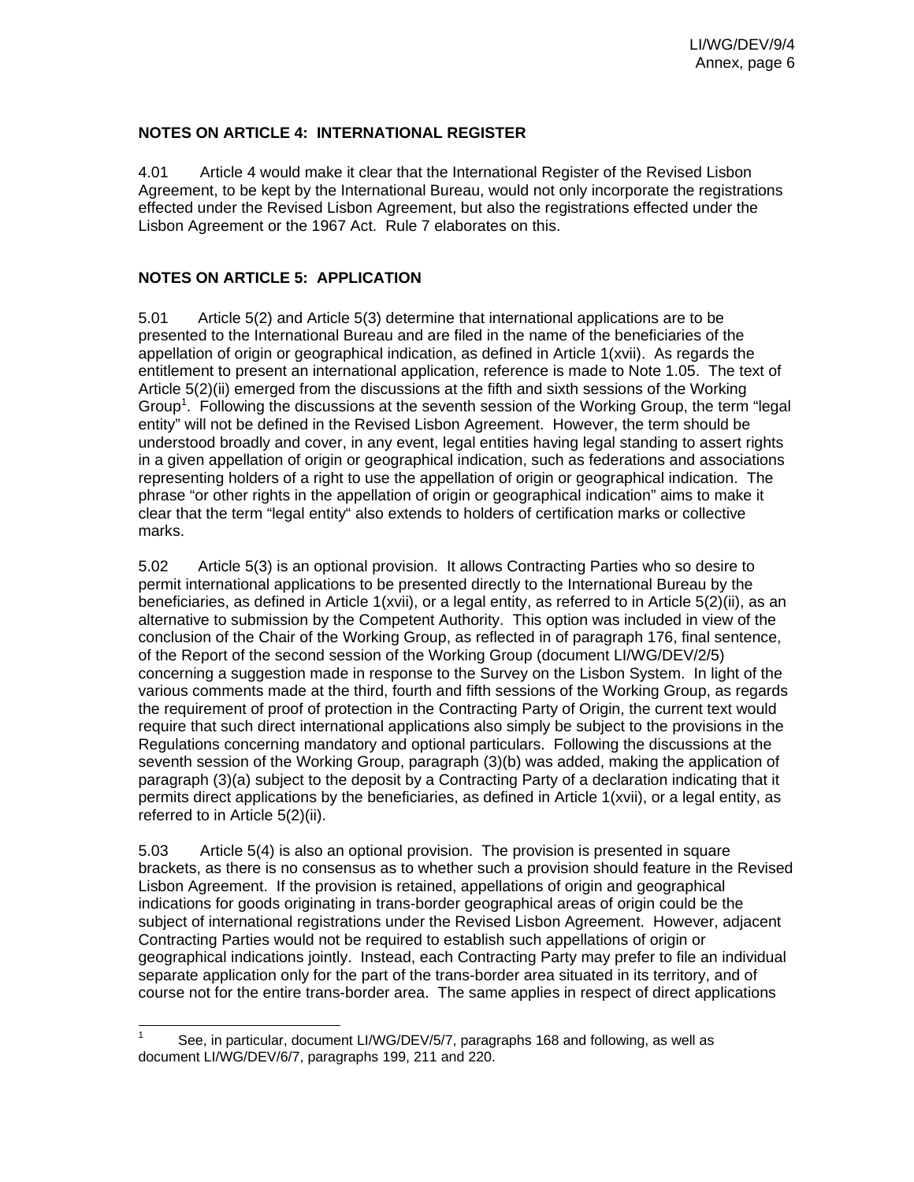## NOTES ON ARTICLE 4: INTERNATIONAL REGISTER

4.01 Article 4 would make it clear that the International Register of the Revised Lisbon Agreement, to be kept by the International Bureau, would not only incorporate the registrations effected under the Revised Lisbon Agreement, but also the registrations effected under the Lisbon Agreement or the 1967 Act. Rule 7 elaborates on this.

## NOTES ON ARTICLE 5: APPLICATION

5.01 Article 5(2) and Article 5(3) determine that international applications are to be presented to the International Bureau and are filed in the name of the beneficiaries of the appellation of origin or geographical indication, as defined in Article 1(xvii). As regards the entitlement to present an international application, reference is made to Note 1.05. The text of Article 5(2)(ii) emerged from the discussions at the fifth and sixth sessions of the Working Group[1]. Following the discussions at the seventh session of the Working Group, the term "legal entity" will not be defined in the Revised Lisbon Agreement. However, the term should be understood broadly and cover, in any event, legal entities having legal standing to assert rights in a given appellation of origin or geographical indication, such as federations and associations representing holders of a right to use the appellation of origin or geographical indication. The phrase "or other rights in the appellation of origin or geographical indication" aims to make it clear that the term "legal entity" also extends to holders of certification marks or collective marks.

5.02 Article 5(3) is an optional provision. It allows Contracting Parties who so desire to permit international applications to be presented directly to the International Bureau by the beneficiaries, as defined in Article 1(xvii), or a legal entity, as referred to in Article 5(2)(ii), as an alternative to submission by the Competent Authority. This option was included in view of the conclusion of the Chair of the Working Group, as reflected in of paragraph 176, final sentence, of the Report of the second session of the Working Group (document LI/WG/DEV/2/5) concerning a suggestion made in response to the Survey on the Lisbon System. In light of the various comments made at the third, fourth and fifth sessions of the Working Group, as regards the requirement of proof of protection in the Contracting Party of Origin, the current text would require that such direct international applications also simply be subject to the provisions in the Regulations concerning mandatory and optional particulars. Following the discussions at the seventh session of the Working Group, paragraph (3)(b) was added, making the application of paragraph (3)(a) subject to the deposit by a Contracting Party of a declaration indicating that it permits direct applications by the beneficiaries, as defined in Article 1(xvii), or a legal entity, as referred to in Article 5(2)(ii).

5.03 Article 5(4) is also an optional provision. The provision is presented in square brackets, as there is no consensus as to whether such a provision should feature in the Revised Lisbon Agreement. If the provision is retained, appellations of origin and geographical indications for goods originating in trans-border geographical areas of origin could be the subject of international registrations under the Revised Lisbon Agreement. However, adjacent Contracting Parties would not be required to establish such appellations of origin or geographical indications jointly. Instead, each Contracting Party may prefer to file an individual separate application only for the part of the trans-border area situated in its territory, and of course not for the entire trans-border area. The same applies in respect of direct applications

[1] See, in particular, document LI/WG/DEV/5/7, paragraphs 168 and following, as well as document LI/WG/DEV/6/7, paragraphs 199, 211 and 220.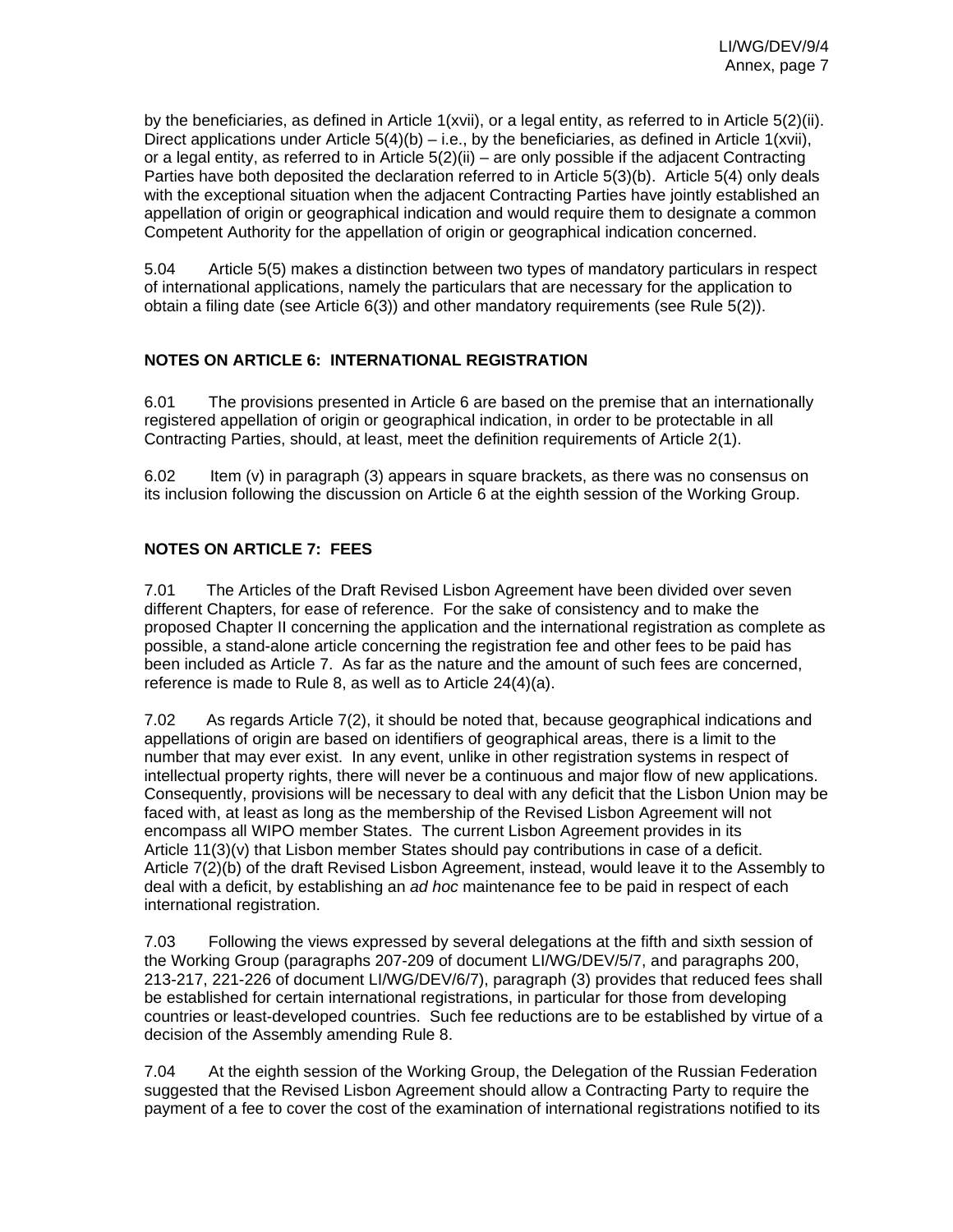by the beneficiaries, as defined in Article 1(xvii), or a legal entity, as referred to in Article 5(2)(ii). Direct applications under Article 5(4)(b) – i.e., by the beneficiaries, as defined in Article 1(xvii), or a legal entity, as referred to in Article 5(2)(ii) – are only possible if the adjacent Contracting Parties have both deposited the declaration referred to in Article 5(3)(b). Article 5(4) only deals with the exceptional situation when the adjacent Contracting Parties have jointly established an appellation of origin or geographical indication and would require them to designate a common Competent Authority for the appellation of origin or geographical indication concerned.

5.04 Article 5(5) makes a distinction between two types of mandatory particulars in respect of international applications, namely the particulars that are necessary for the application to obtain a filing date (see Article 6(3)) and other mandatory requirements (see Rule 5(2)).

## NOTES ON ARTICLE 6: INTERNATIONAL REGISTRATION

6.01 The provisions presented in Article 6 are based on the premise that an internationally registered appellation of origin or geographical indication, in order to be protectable in all Contracting Parties, should, at least, meet the definition requirements of Article 2(1).

6.02 Item (v) in paragraph (3) appears in square brackets, as there was no consensus on its inclusion following the discussion on Article 6 at the eighth session of the Working Group.

## NOTES ON ARTICLE 7: FEES

7.01 The Articles of the Draft Revised Lisbon Agreement have been divided over seven different Chapters, for ease of reference. For the sake of consistency and to make the proposed Chapter II concerning the application and the international registration as complete as possible, a stand-alone article concerning the registration fee and other fees to be paid has been included as Article 7. As far as the nature and the amount of such fees are concerned, reference is made to Rule 8, as well as to Article 24(4)(a).

7.02 As regards Article 7(2), it should be noted that, because geographical indications and appellations of origin are based on identifiers of geographical areas, there is a limit to the number that may ever exist. In any event, unlike in other registration systems in respect of intellectual property rights, there will never be a continuous and major flow of new applications. Consequently, provisions will be necessary to deal with any deficit that the Lisbon Union may be faced with, at least as long as the membership of the Revised Lisbon Agreement will not encompass all WIPO member States. The current Lisbon Agreement provides in its Article 11(3)(v) that Lisbon member States should pay contributions in case of a deficit. Article 7(2)(b) of the draft Revised Lisbon Agreement, instead, would leave it to the Assembly to deal with a deficit, by establishing an *ad hoc* maintenance fee to be paid in respect of each international registration.

7.03 Following the views expressed by several delegations at the fifth and sixth session of the Working Group (paragraphs 207-209 of document LI/WG/DEV/5/7, and paragraphs 200, 213-217, 221-226 of document LI/WG/DEV/6/7), paragraph (3) provides that reduced fees shall be established for certain international registrations, in particular for those from developing countries or least-developed countries. Such fee reductions are to be established by virtue of a decision of the Assembly amending Rule 8.

7.04 At the eighth session of the Working Group, the Delegation of the Russian Federation suggested that the Revised Lisbon Agreement should allow a Contracting Party to require the payment of a fee to cover the cost of the examination of international registrations notified to its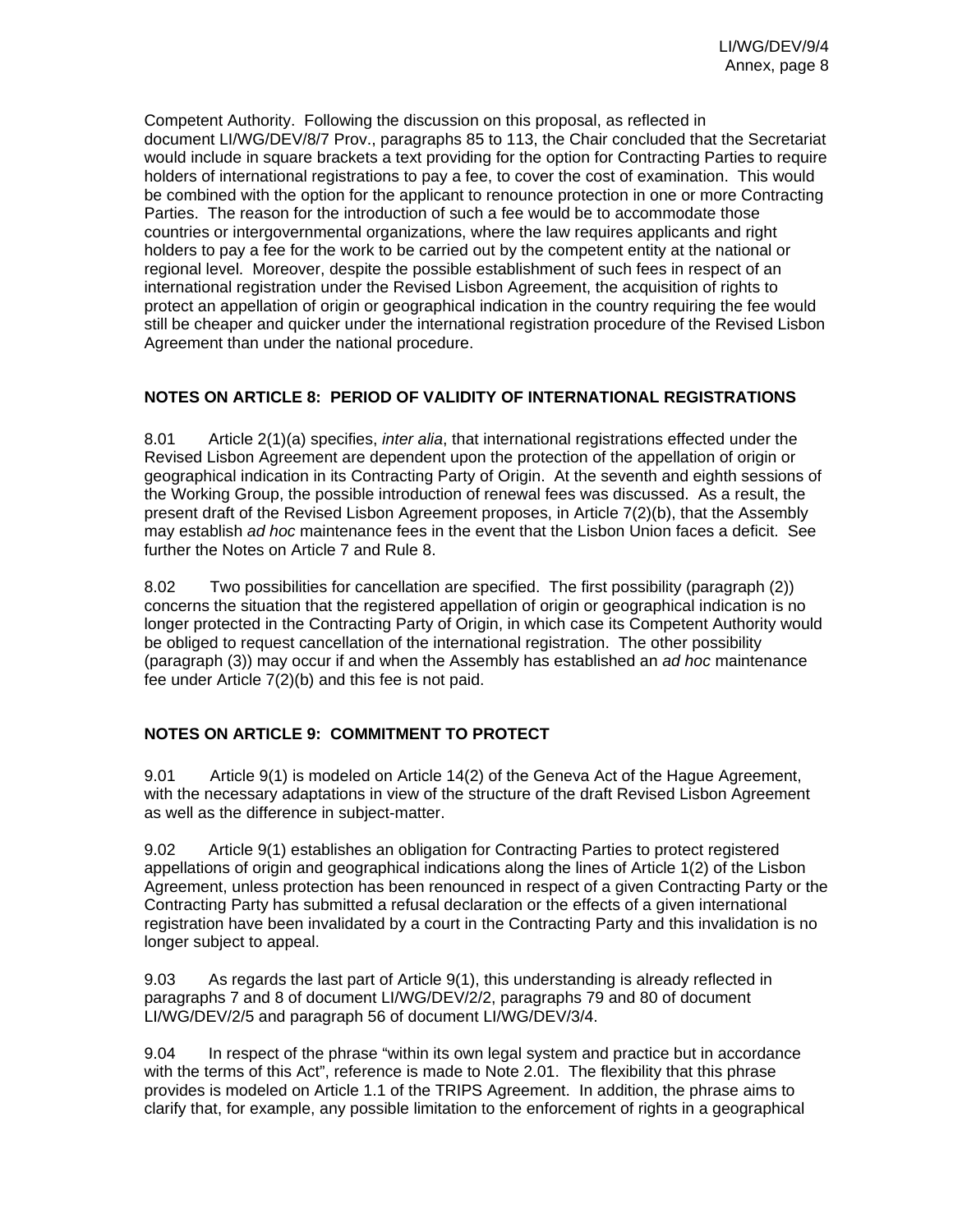Competent Authority. Following the discussion on this proposal, as reflected in document LI/WG/DEV/8/7 Prov., paragraphs 85 to 113, the Chair concluded that the Secretariat would include in square brackets a text providing for the option for Contracting Parties to require holders of international registrations to pay a fee, to cover the cost of examination. This would be combined with the option for the applicant to renounce protection in one or more Contracting Parties. The reason for the introduction of such a fee would be to accommodate those countries or intergovernmental organizations, where the law requires applicants and right holders to pay a fee for the work to be carried out by the competent entity at the national or regional level. Moreover, despite the possible establishment of such fees in respect of an international registration under the Revised Lisbon Agreement, the acquisition of rights to protect an appellation of origin or geographical indication in the country requiring the fee would still be cheaper and quicker under the international registration procedure of the Revised Lisbon Agreement than under the national procedure.

**NOTES ON ARTICLE 8: PERIOD OF VALIDITY OF INTERNATIONAL REGISTRATIONS**

8.01 Article 2(1)(a) specifies, *inter alia*, that international registrations effected under the Revised Lisbon Agreement are dependent upon the protection of the appellation of origin or geographical indication in its Contracting Party of Origin. At the seventh and eighth sessions of the Working Group, the possible introduction of renewal fees was discussed. As a result, the present draft of the Revised Lisbon Agreement proposes, in Article 7(2)(b), that the Assembly may establish *ad hoc* maintenance fees in the event that the Lisbon Union faces a deficit. See further the Notes on Article 7 and Rule 8.

8.02 Two possibilities for cancellation are specified. The first possibility (paragraph (2)) concerns the situation that the registered appellation of origin or geographical indication is no longer protected in the Contracting Party of Origin, in which case its Competent Authority would be obliged to request cancellation of the international registration. The other possibility (paragraph (3)) may occur if and when the Assembly has established an *ad hoc* maintenance fee under Article 7(2)(b) and this fee is not paid.

**NOTES ON ARTICLE 9: COMMITMENT TO PROTECT**

9.01 Article 9(1) is modeled on Article 14(2) of the Geneva Act of the Hague Agreement, with the necessary adaptations in view of the structure of the draft Revised Lisbon Agreement as well as the difference in subject-matter.

9.02 Article 9(1) establishes an obligation for Contracting Parties to protect registered appellations of origin and geographical indications along the lines of Article 1(2) of the Lisbon Agreement, unless protection has been renounced in respect of a given Contracting Party or the Contracting Party has submitted a refusal declaration or the effects of a given international registration have been invalidated by a court in the Contracting Party and this invalidation is no longer subject to appeal.

9.03 As regards the last part of Article 9(1), this understanding is already reflected in paragraphs 7 and 8 of document LI/WG/DEV/2/2, paragraphs 79 and 80 of document LI/WG/DEV/2/5 and paragraph 56 of document LI/WG/DEV/3/4.

9.04 In respect of the phrase "within its own legal system and practice but in accordance with the terms of this Act", reference is made to Note 2.01. The flexibility that this phrase provides is modeled on Article 1.1 of the TRIPS Agreement. In addition, the phrase aims to clarify that, for example, any possible limitation to the enforcement of rights in a geographical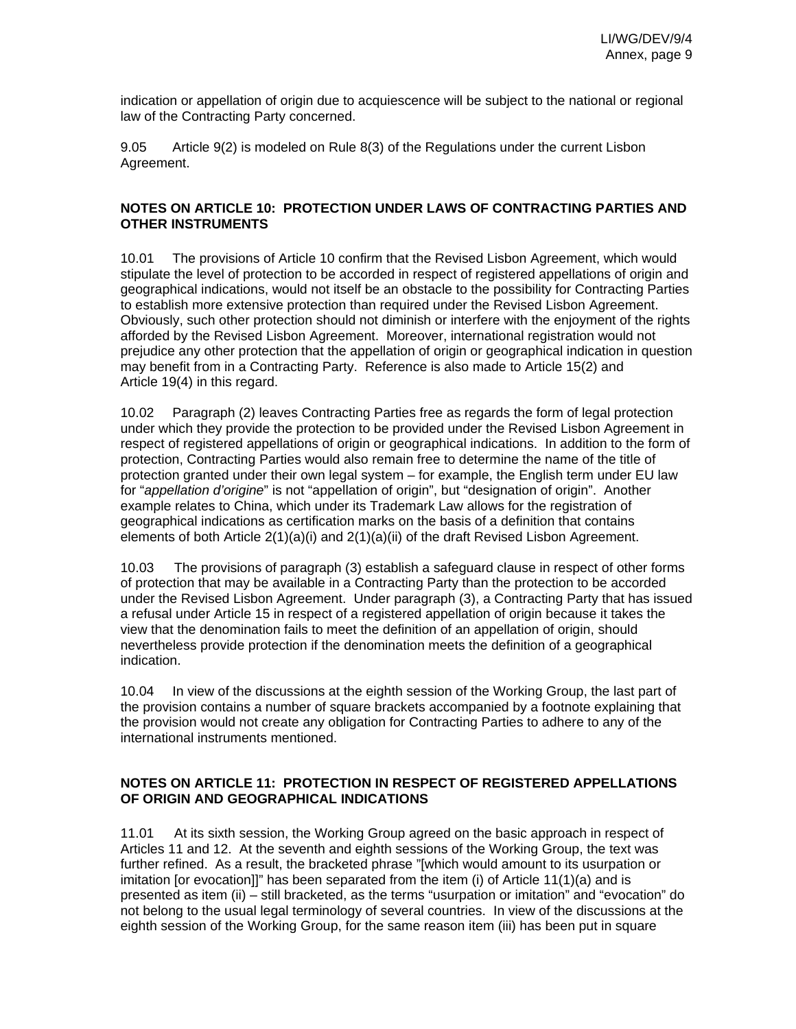indication or appellation of origin due to acquiescence will be subject to the national or regional law of the Contracting Party concerned.

9.05 Article 9(2) is modeled on Rule 8(3) of the Regulations under the current Lisbon Agreement.

### NOTES ON ARTICLE 10: PROTECTION UNDER LAWS OF CONTRACTING PARTIES AND OTHER INSTRUMENTS

10.01 The provisions of Article 10 confirm that the Revised Lisbon Agreement, which would stipulate the level of protection to be accorded in respect of registered appellations of origin and geographical indications, would not itself be an obstacle to the possibility for Contracting Parties to establish more extensive protection than required under the Revised Lisbon Agreement. Obviously, such other protection should not diminish or interfere with the enjoyment of the rights afforded by the Revised Lisbon Agreement. Moreover, international registration would not prejudice any other protection that the appellation of origin or geographical indication in question may benefit from in a Contracting Party. Reference is also made to Article 15(2) and Article 19(4) in this regard.

10.02 Paragraph (2) leaves Contracting Parties free as regards the form of legal protection under which they provide the protection to be provided under the Revised Lisbon Agreement in respect of registered appellations of origin or geographical indications. In addition to the form of protection, Contracting Parties would also remain free to determine the name of the title of protection granted under their own legal system – for example, the English term under EU law for "*appellation d'origine*" is not "appellation of origin", but "designation of origin". Another example relates to China, which under its Trademark Law allows for the registration of geographical indications as certification marks on the basis of a definition that contains elements of both Article 2(1)(a)(i) and 2(1)(a)(ii) of the draft Revised Lisbon Agreement.

10.03 The provisions of paragraph (3) establish a safeguard clause in respect of other forms of protection that may be available in a Contracting Party than the protection to be accorded under the Revised Lisbon Agreement. Under paragraph (3), a Contracting Party that has issued a refusal under Article 15 in respect of a registered appellation of origin because it takes the view that the denomination fails to meet the definition of an appellation of origin, should nevertheless provide protection if the denomination meets the definition of a geographical indication.

10.04 In view of the discussions at the eighth session of the Working Group, the last part of the provision contains a number of square brackets accompanied by a footnote explaining that the provision would not create any obligation for Contracting Parties to adhere to any of the international instruments mentioned.

### NOTES ON ARTICLE 11: PROTECTION IN RESPECT OF REGISTERED APPELLATIONS OF ORIGIN AND GEOGRAPHICAL INDICATIONS

11.01 At its sixth session, the Working Group agreed on the basic approach in respect of Articles 11 and 12. At the seventh and eighth sessions of the Working Group, the text was further refined. As a result, the bracketed phrase "[which would amount to its usurpation or imitation [or evocation]]" has been separated from the item (i) of Article 11(1)(a) and is presented as item (ii) – still bracketed, as the terms "usurpation or imitation" and "evocation" do not belong to the usual legal terminology of several countries. In view of the discussions at the eighth session of the Working Group, for the same reason item (iii) has been put in square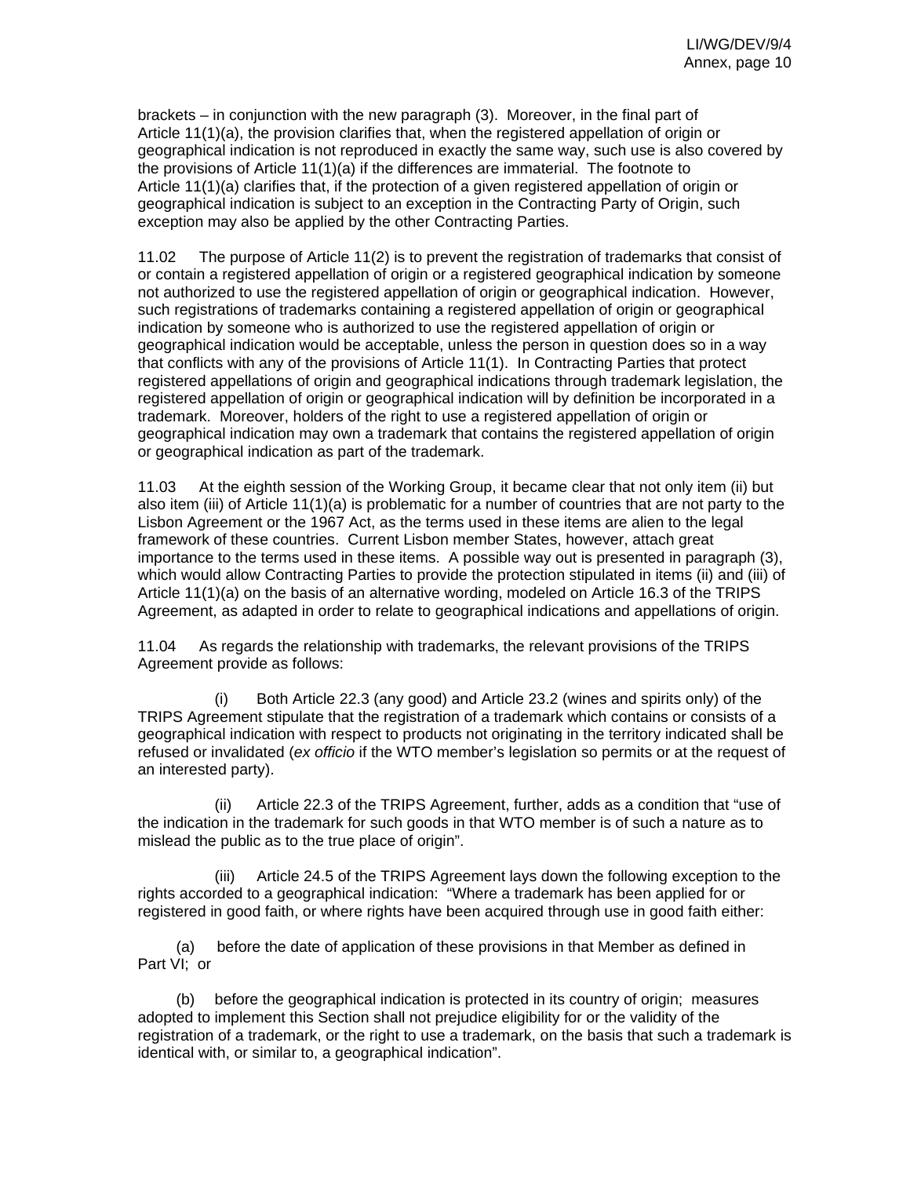brackets – in conjunction with the new paragraph (3). Moreover, in the final part of Article 11(1)(a), the provision clarifies that, when the registered appellation of origin or geographical indication is not reproduced in exactly the same way, such use is also covered by the provisions of Article 11(1)(a) if the differences are immaterial. The footnote to Article 11(1)(a) clarifies that, if the protection of a given registered appellation of origin or geographical indication is subject to an exception in the Contracting Party of Origin, such exception may also be applied by the other Contracting Parties.

11.02 The purpose of Article 11(2) is to prevent the registration of trademarks that consist of or contain a registered appellation of origin or a registered geographical indication by someone not authorized to use the registered appellation of origin or geographical indication. However, such registrations of trademarks containing a registered appellation of origin or geographical indication by someone who is authorized to use the registered appellation of origin or geographical indication would be acceptable, unless the person in question does so in a way that conflicts with any of the provisions of Article 11(1). In Contracting Parties that protect registered appellations of origin and geographical indications through trademark legislation, the registered appellation of origin or geographical indication will by definition be incorporated in a trademark. Moreover, holders of the right to use a registered appellation of origin or geographical indication may own a trademark that contains the registered appellation of origin or geographical indication as part of the trademark.

11.03 At the eighth session of the Working Group, it became clear that not only item (ii) but also item (iii) of Article 11(1)(a) is problematic for a number of countries that are not party to the Lisbon Agreement or the 1967 Act, as the terms used in these items are alien to the legal framework of these countries. Current Lisbon member States, however, attach great importance to the terms used in these items. A possible way out is presented in paragraph (3), which would allow Contracting Parties to provide the protection stipulated in items (ii) and (iii) of Article 11(1)(a) on the basis of an alternative wording, modeled on Article 16.3 of the TRIPS Agreement, as adapted in order to relate to geographical indications and appellations of origin.

11.04 As regards the relationship with trademarks, the relevant provisions of the TRIPS Agreement provide as follows:

(i) Both Article 22.3 (any good) and Article 23.2 (wines and spirits only) of the TRIPS Agreement stipulate that the registration of a trademark which contains or consists of a geographical indication with respect to products not originating in the territory indicated shall be refused or invalidated (*ex officio* if the WTO member's legislation so permits or at the request of an interested party).

(ii) Article 22.3 of the TRIPS Agreement, further, adds as a condition that "use of the indication in the trademark for such goods in that WTO member is of such a nature as to mislead the public as to the true place of origin".

(iii) Article 24.5 of the TRIPS Agreement lays down the following exception to the rights accorded to a geographical indication: "Where a trademark has been applied for or registered in good faith, or where rights have been acquired through use in good faith either:

(a) before the date of application of these provisions in that Member as defined in Part VI; or

(b) before the geographical indication is protected in its country of origin; measures adopted to implement this Section shall not prejudice eligibility for or the validity of the registration of a trademark, or the right to use a trademark, on the basis that such a trademark is identical with, or similar to, a geographical indication".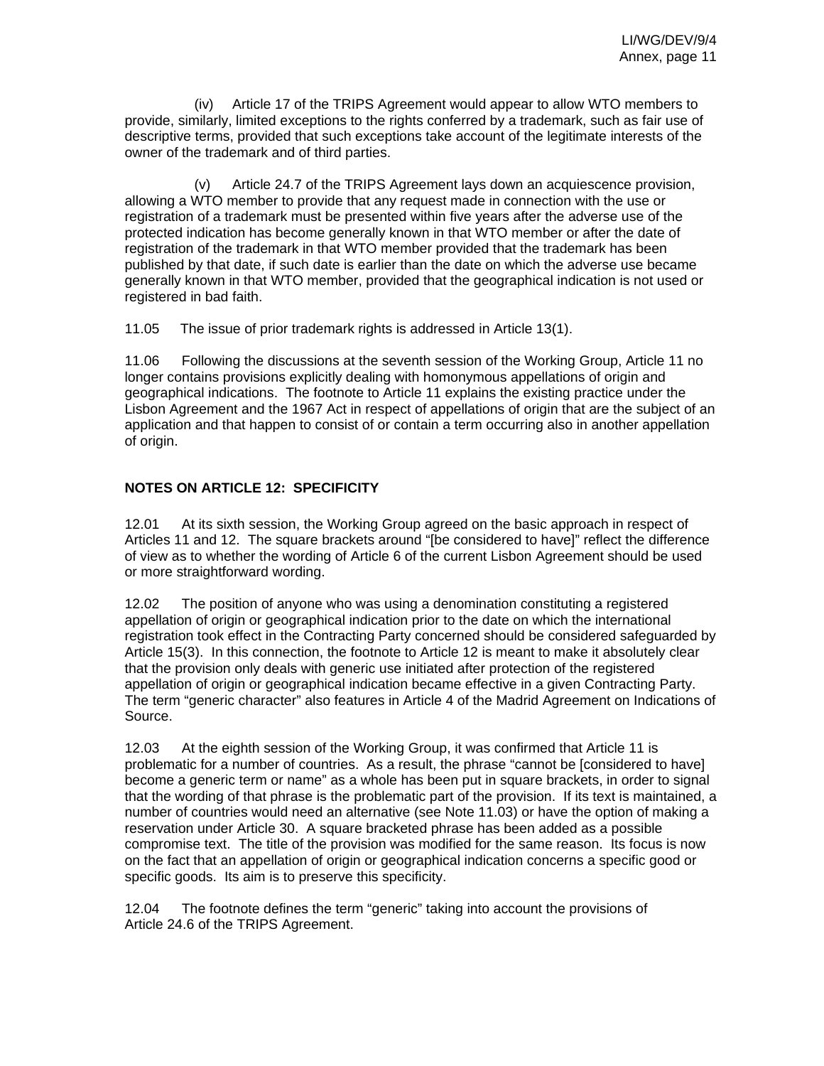(iv) Article 17 of the TRIPS Agreement would appear to allow WTO members to provide, similarly, limited exceptions to the rights conferred by a trademark, such as fair use of descriptive terms, provided that such exceptions take account of the legitimate interests of the owner of the trademark and of third parties.

(v) Article 24.7 of the TRIPS Agreement lays down an acquiescence provision, allowing a WTO member to provide that any request made in connection with the use or registration of a trademark must be presented within five years after the adverse use of the protected indication has become generally known in that WTO member or after the date of registration of the trademark in that WTO member provided that the trademark has been published by that date, if such date is earlier than the date on which the adverse use became generally known in that WTO member, provided that the geographical indication is not used or registered in bad faith.

11.05 The issue of prior trademark rights is addressed in Article 13(1).

11.06 Following the discussions at the seventh session of the Working Group, Article 11 no longer contains provisions explicitly dealing with homonymous appellations of origin and geographical indications. The footnote to Article 11 explains the existing practice under the Lisbon Agreement and the 1967 Act in respect of appellations of origin that are the subject of an application and that happen to consist of or contain a term occurring also in another appellation of origin.

## NOTES ON ARTICLE 12: SPECIFICITY

12.01 At its sixth session, the Working Group agreed on the basic approach in respect of Articles 11 and 12. The square brackets around "[be considered to have]" reflect the difference of view as to whether the wording of Article 6 of the current Lisbon Agreement should be used or more straightforward wording.

12.02 The position of anyone who was using a denomination constituting a registered appellation of origin or geographical indication prior to the date on which the international registration took effect in the Contracting Party concerned should be considered safeguarded by Article 15(3). In this connection, the footnote to Article 12 is meant to make it absolutely clear that the provision only deals with generic use initiated after protection of the registered appellation of origin or geographical indication became effective in a given Contracting Party. The term "generic character" also features in Article 4 of the Madrid Agreement on Indications of Source.

12.03 At the eighth session of the Working Group, it was confirmed that Article 11 is problematic for a number of countries. As a result, the phrase "cannot be [considered to have] become a generic term or name" as a whole has been put in square brackets, in order to signal that the wording of that phrase is the problematic part of the provision. If its text is maintained, a number of countries would need an alternative (see Note 11.03) or have the option of making a reservation under Article 30. A square bracketed phrase has been added as a possible compromise text. The title of the provision was modified for the same reason. Its focus is now on the fact that an appellation of origin or geographical indication concerns a specific good or specific goods. Its aim is to preserve this specificity.

12.04 The footnote defines the term "generic" taking into account the provisions of Article 24.6 of the TRIPS Agreement.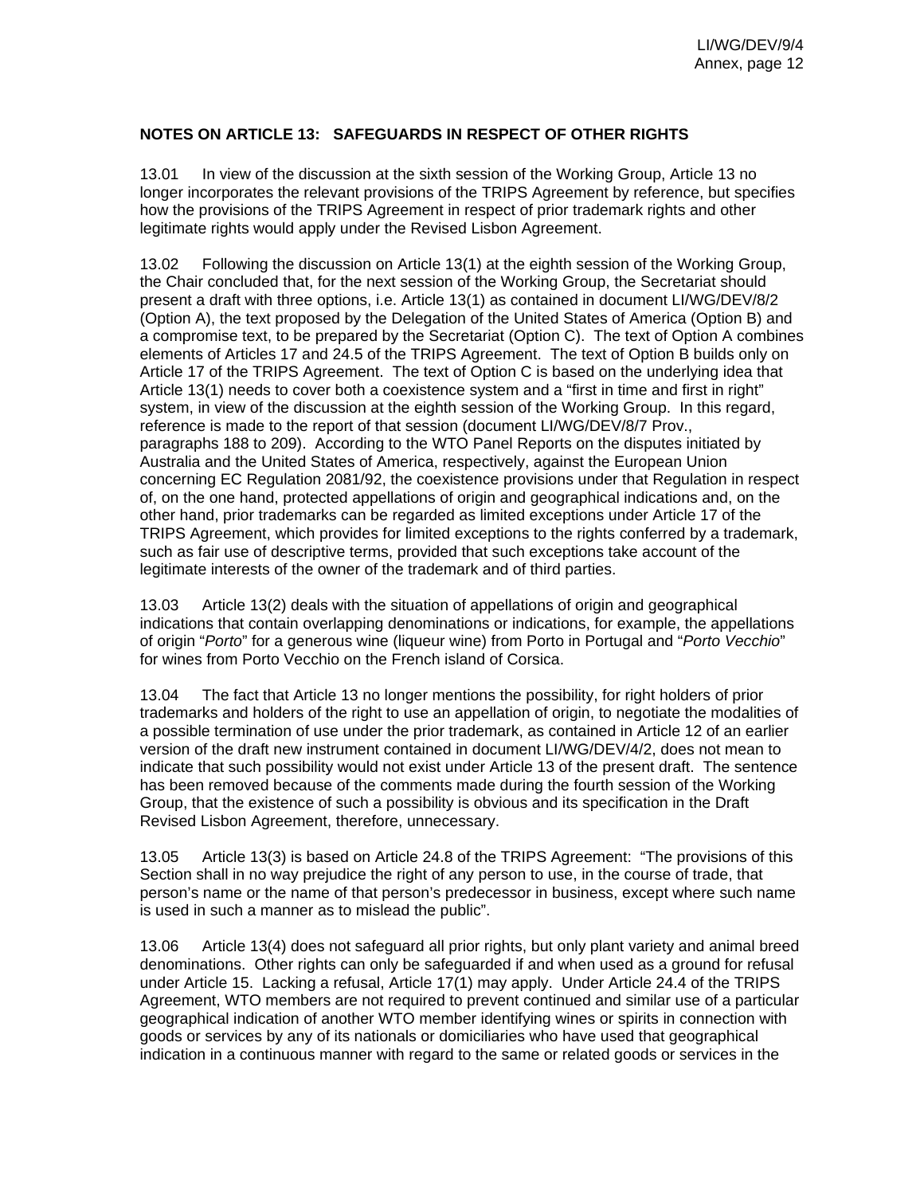**NOTES ON ARTICLE 13: SAFEGUARDS IN RESPECT OF OTHER RIGHTS**

13.01 In view of the discussion at the sixth session of the Working Group, Article 13 no longer incorporates the relevant provisions of the TRIPS Agreement by reference, but specifies how the provisions of the TRIPS Agreement in respect of prior trademark rights and other legitimate rights would apply under the Revised Lisbon Agreement.

13.02 Following the discussion on Article 13(1) at the eighth session of the Working Group, the Chair concluded that, for the next session of the Working Group, the Secretariat should present a draft with three options, i.e. Article 13(1) as contained in document LI/WG/DEV/8/2 (Option A), the text proposed by the Delegation of the United States of America (Option B) and a compromise text, to be prepared by the Secretariat (Option C). The text of Option A combines elements of Articles 17 and 24.5 of the TRIPS Agreement. The text of Option B builds only on Article 17 of the TRIPS Agreement. The text of Option C is based on the underlying idea that Article 13(1) needs to cover both a coexistence system and a "first in time and first in right" system, in view of the discussion at the eighth session of the Working Group. In this regard, reference is made to the report of that session (document LI/WG/DEV/8/7 Prov., paragraphs 188 to 209). According to the WTO Panel Reports on the disputes initiated by Australia and the United States of America, respectively, against the European Union concerning EC Regulation 2081/92, the coexistence provisions under that Regulation in respect of, on the one hand, protected appellations of origin and geographical indications and, on the other hand, prior trademarks can be regarded as limited exceptions under Article 17 of the TRIPS Agreement, which provides for limited exceptions to the rights conferred by a trademark, such as fair use of descriptive terms, provided that such exceptions take account of the legitimate interests of the owner of the trademark and of third parties.

13.03 Article 13(2) deals with the situation of appellations of origin and geographical indications that contain overlapping denominations or indications, for example, the appellations of origin "*Porto*" for a generous wine (liqueur wine) from Porto in Portugal and "*Porto Vecchio*" for wines from Porto Vecchio on the French island of Corsica.

13.04 The fact that Article 13 no longer mentions the possibility, for right holders of prior trademarks and holders of the right to use an appellation of origin, to negotiate the modalities of a possible termination of use under the prior trademark, as contained in Article 12 of an earlier version of the draft new instrument contained in document LI/WG/DEV/4/2, does not mean to indicate that such possibility would not exist under Article 13 of the present draft. The sentence has been removed because of the comments made during the fourth session of the Working Group, that the existence of such a possibility is obvious and its specification in the Draft Revised Lisbon Agreement, therefore, unnecessary.

13.05 Article 13(3) is based on Article 24.8 of the TRIPS Agreement: "The provisions of this Section shall in no way prejudice the right of any person to use, in the course of trade, that person's name or the name of that person's predecessor in business, except where such name is used in such a manner as to mislead the public".

13.06 Article 13(4) does not safeguard all prior rights, but only plant variety and animal breed denominations. Other rights can only be safeguarded if and when used as a ground for refusal under Article 15. Lacking a refusal, Article 17(1) may apply. Under Article 24.4 of the TRIPS Agreement, WTO members are not required to prevent continued and similar use of a particular geographical indication of another WTO member identifying wines or spirits in connection with goods or services by any of its nationals or domiciliaries who have used that geographical indication in a continuous manner with regard to the same or related goods or services in the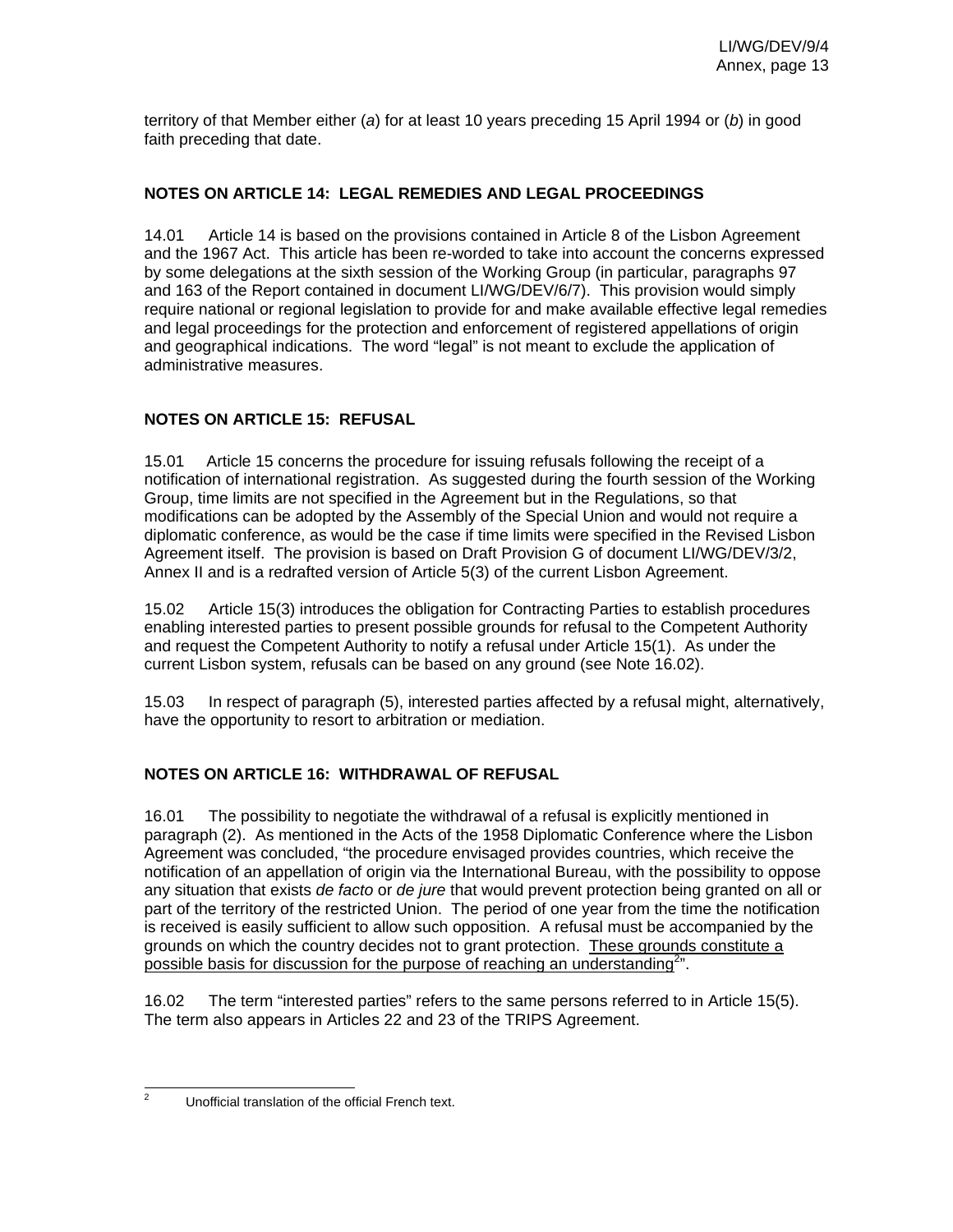territory of that Member either (*a*) for at least 10 years preceding 15 April 1994 or (*b*) in good faith preceding that date.

## NOTES ON ARTICLE 14: LEGAL REMEDIES AND LEGAL PROCEEDINGS

14.01 Article 14 is based on the provisions contained in Article 8 of the Lisbon Agreement and the 1967 Act. This article has been re-worded to take into account the concerns expressed by some delegations at the sixth session of the Working Group (in particular, paragraphs 97 and 163 of the Report contained in document LI/WG/DEV/6/7). This provision would simply require national or regional legislation to provide for and make available effective legal remedies and legal proceedings for the protection and enforcement of registered appellations of origin and geographical indications. The word “legal” is not meant to exclude the application of administrative measures.

## NOTES ON ARTICLE 15: REFUSAL

15.01 Article 15 concerns the procedure for issuing refusals following the receipt of a notification of international registration. As suggested during the fourth session of the Working Group, time limits are not specified in the Agreement but in the Regulations, so that modifications can be adopted by the Assembly of the Special Union and would not require a diplomatic conference, as would be the case if time limits were specified in the Revised Lisbon Agreement itself. The provision is based on Draft Provision G of document LI/WG/DEV/3/2, Annex II and is a redrafted version of Article 5(3) of the current Lisbon Agreement.

15.02 Article 15(3) introduces the obligation for Contracting Parties to establish procedures enabling interested parties to present possible grounds for refusal to the Competent Authority and request the Competent Authority to notify a refusal under Article 15(1). As under the current Lisbon system, refusals can be based on any ground (see Note 16.02).

15.03 In respect of paragraph (5), interested parties affected by a refusal might, alternatively, have the opportunity to resort to arbitration or mediation.

## NOTES ON ARTICLE 16: WITHDRAWAL OF REFUSAL

16.01 The possibility to negotiate the withdrawal of a refusal is explicitly mentioned in paragraph (2). As mentioned in the Acts of the 1958 Diplomatic Conference where the Lisbon Agreement was concluded, “the procedure envisaged provides countries, which receive the notification of an appellation of origin via the International Bureau, with the possibility to oppose any situation that exists *de facto* or *de jure* that would prevent protection being granted on all or part of the territory of the restricted Union. The period of one year from the time the notification is received is easily sufficient to allow such opposition. A refusal must be accompanied by the grounds on which the country decides not to grant protection. <u>These grounds constitute a possible basis for discussion for the purpose of reaching an understanding</u>[2]”.

16.02 The term “interested parties” refers to the same persons referred to in Article 15(5). The term also appears in Articles 22 and 23 of the TRIPS Agreement.

---

[2] Unofficial translation of the official French text.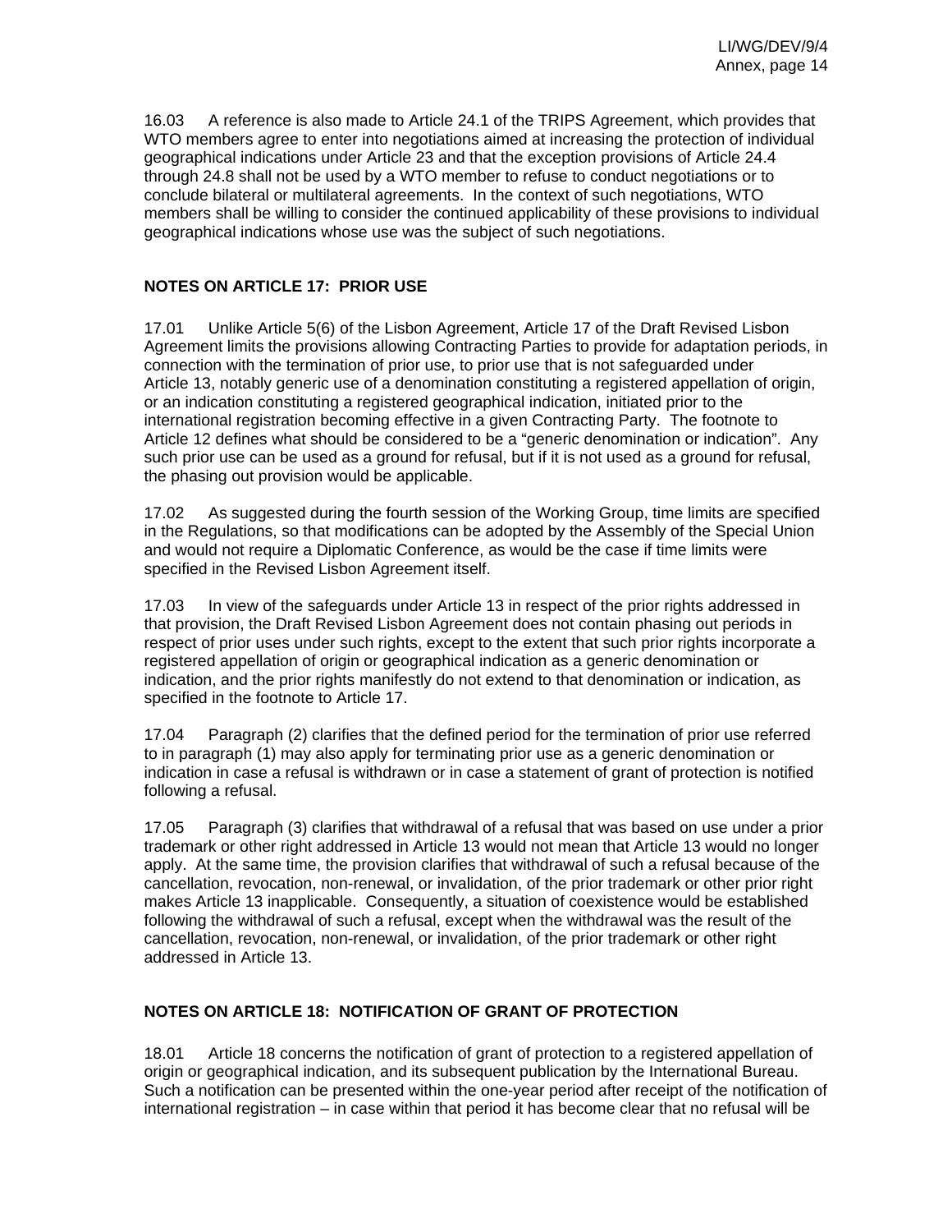16.03 A reference is also made to Article 24.1 of the TRIPS Agreement, which provides that WTO members agree to enter into negotiations aimed at increasing the protection of individual geographical indications under Article 23 and that the exception provisions of Article 24.4 through 24.8 shall not be used by a WTO member to refuse to conduct negotiations or to conclude bilateral or multilateral agreements. In the context of such negotiations, WTO members shall be willing to consider the continued applicability of these provisions to individual geographical indications whose use was the subject of such negotiations.

**NOTES ON ARTICLE 17: PRIOR USE**

17.01 Unlike Article 5(6) of the Lisbon Agreement, Article 17 of the Draft Revised Lisbon Agreement limits the provisions allowing Contracting Parties to provide for adaptation periods, in connection with the termination of prior use, to prior use that is not safeguarded under Article 13, notably generic use of a denomination constituting a registered appellation of origin, or an indication constituting a registered geographical indication, initiated prior to the international registration becoming effective in a given Contracting Party. The footnote to Article 12 defines what should be considered to be a "generic denomination or indication". Any such prior use can be used as a ground for refusal, but if it is not used as a ground for refusal, the phasing out provision would be applicable.

17.02 As suggested during the fourth session of the Working Group, time limits are specified in the Regulations, so that modifications can be adopted by the Assembly of the Special Union and would not require a Diplomatic Conference, as would be the case if time limits were specified in the Revised Lisbon Agreement itself.

17.03 In view of the safeguards under Article 13 in respect of the prior rights addressed in that provision, the Draft Revised Lisbon Agreement does not contain phasing out periods in respect of prior uses under such rights, except to the extent that such prior rights incorporate a registered appellation of origin or geographical indication as a generic denomination or indication, and the prior rights manifestly do not extend to that denomination or indication, as specified in the footnote to Article 17.

17.04 Paragraph (2) clarifies that the defined period for the termination of prior use referred to in paragraph (1) may also apply for terminating prior use as a generic denomination or indication in case a refusal is withdrawn or in case a statement of grant of protection is notified following a refusal.

17.05 Paragraph (3) clarifies that withdrawal of a refusal that was based on use under a prior trademark or other right addressed in Article 13 would not mean that Article 13 would no longer apply. At the same time, the provision clarifies that withdrawal of such a refusal because of the cancellation, revocation, non-renewal, or invalidation, of the prior trademark or other prior right makes Article 13 inapplicable. Consequently, a situation of coexistence would be established following the withdrawal of such a refusal, except when the withdrawal was the result of the cancellation, revocation, non-renewal, or invalidation, of the prior trademark or other right addressed in Article 13.

**NOTES ON ARTICLE 18: NOTIFICATION OF GRANT OF PROTECTION**

18.01 Article 18 concerns the notification of grant of protection to a registered appellation of origin or geographical indication, and its subsequent publication by the International Bureau. Such a notification can be presented within the one-year period after receipt of the notification of international registration – in case within that period it has become clear that no refusal will be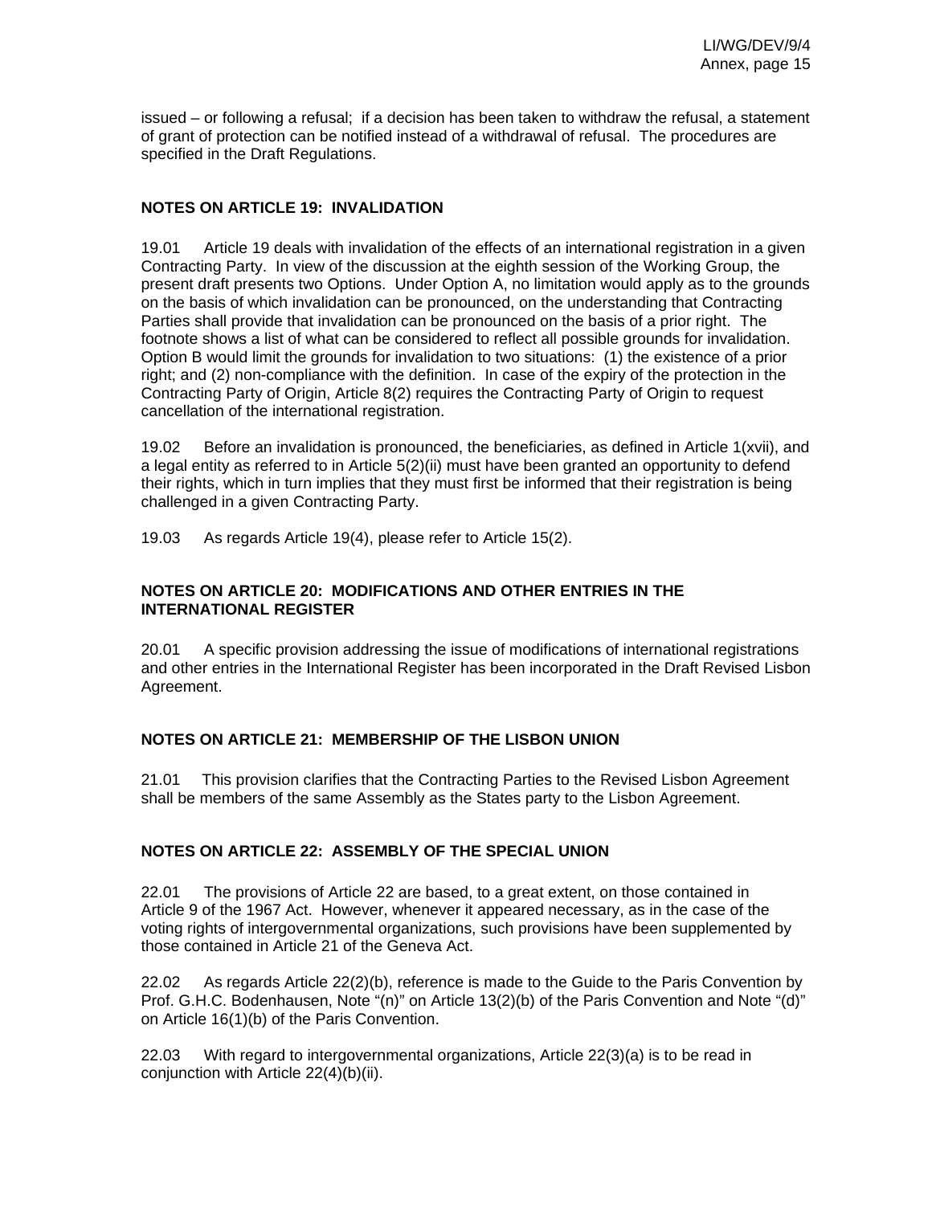issued – or following a refusal; if a decision has been taken to withdraw the refusal, a statement of grant of protection can be notified instead of a withdrawal of refusal. The procedures are specified in the Draft Regulations.

## NOTES ON ARTICLE 19: INVALIDATION

19.01 Article 19 deals with invalidation of the effects of an international registration in a given Contracting Party. In view of the discussion at the eighth session of the Working Group, the present draft presents two Options. Under Option A, no limitation would apply as to the grounds on the basis of which invalidation can be pronounced, on the understanding that Contracting Parties shall provide that invalidation can be pronounced on the basis of a prior right. The footnote shows a list of what can be considered to reflect all possible grounds for invalidation. Option B would limit the grounds for invalidation to two situations: (1) the existence of a prior right; and (2) non-compliance with the definition. In case of the expiry of the protection in the Contracting Party of Origin, Article 8(2) requires the Contracting Party of Origin to request cancellation of the international registration.

19.02 Before an invalidation is pronounced, the beneficiaries, as defined in Article 1(xvii), and a legal entity as referred to in Article 5(2)(ii) must have been granted an opportunity to defend their rights, which in turn implies that they must first be informed that their registration is being challenged in a given Contracting Party.

19.03 As regards Article 19(4), please refer to Article 15(2).

## NOTES ON ARTICLE 20: MODIFICATIONS AND OTHER ENTRIES IN THE INTERNATIONAL REGISTER

20.01 A specific provision addressing the issue of modifications of international registrations and other entries in the International Register has been incorporated in the Draft Revised Lisbon Agreement.

## NOTES ON ARTICLE 21: MEMBERSHIP OF THE LISBON UNION

21.01 This provision clarifies that the Contracting Parties to the Revised Lisbon Agreement shall be members of the same Assembly as the States party to the Lisbon Agreement.

## NOTES ON ARTICLE 22: ASSEMBLY OF THE SPECIAL UNION

22.01 The provisions of Article 22 are based, to a great extent, on those contained in Article 9 of the 1967 Act. However, whenever it appeared necessary, as in the case of the voting rights of intergovernmental organizations, such provisions have been supplemented by those contained in Article 21 of the Geneva Act.

22.02 As regards Article 22(2)(b), reference is made to the Guide to the Paris Convention by Prof. G.H.C. Bodenhausen, Note "(n)" on Article 13(2)(b) of the Paris Convention and Note "(d)" on Article 16(1)(b) of the Paris Convention.

22.03 With regard to intergovernmental organizations, Article 22(3)(a) is to be read in conjunction with Article 22(4)(b)(ii).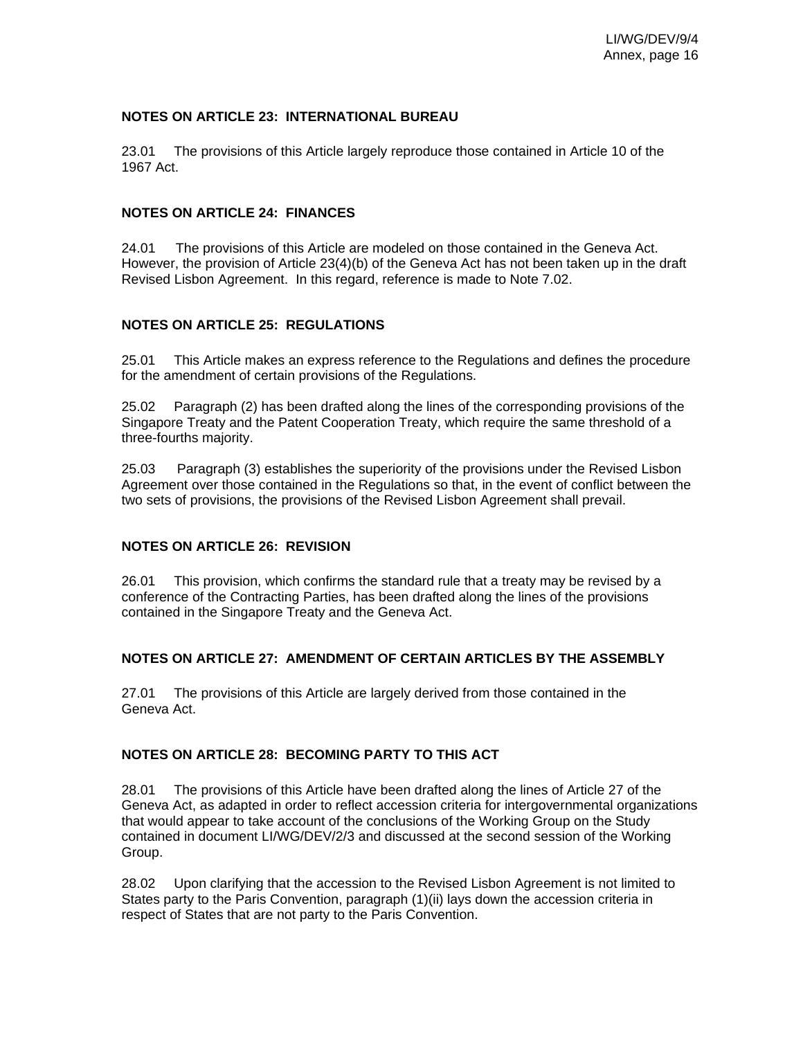**NOTES ON ARTICLE 23: INTERNATIONAL BUREAU**

23.01 The provisions of this Article largely reproduce those contained in Article 10 of the 1967 Act.

**NOTES ON ARTICLE 24: FINANCES**

24.01 The provisions of this Article are modeled on those contained in the Geneva Act. However, the provision of Article 23(4)(b) of the Geneva Act has not been taken up in the draft Revised Lisbon Agreement. In this regard, reference is made to Note 7.02.

**NOTES ON ARTICLE 25: REGULATIONS**

25.01 This Article makes an express reference to the Regulations and defines the procedure for the amendment of certain provisions of the Regulations.

25.02 Paragraph (2) has been drafted along the lines of the corresponding provisions of the Singapore Treaty and the Patent Cooperation Treaty, which require the same threshold of a three-fourths majority.

25.03 Paragraph (3) establishes the superiority of the provisions under the Revised Lisbon Agreement over those contained in the Regulations so that, in the event of conflict between the two sets of provisions, the provisions of the Revised Lisbon Agreement shall prevail.

**NOTES ON ARTICLE 26: REVISION**

26.01 This provision, which confirms the standard rule that a treaty may be revised by a conference of the Contracting Parties, has been drafted along the lines of the provisions contained in the Singapore Treaty and the Geneva Act.

**NOTES ON ARTICLE 27: AMENDMENT OF CERTAIN ARTICLES BY THE ASSEMBLY**

27.01 The provisions of this Article are largely derived from those contained in the Geneva Act.

**NOTES ON ARTICLE 28: BECOMING PARTY TO THIS ACT**

28.01 The provisions of this Article have been drafted along the lines of Article 27 of the Geneva Act, as adapted in order to reflect accession criteria for intergovernmental organizations that would appear to take account of the conclusions of the Working Group on the Study contained in document LI/WG/DEV/2/3 and discussed at the second session of the Working Group.

28.02 Upon clarifying that the accession to the Revised Lisbon Agreement is not limited to States party to the Paris Convention, paragraph (1)(ii) lays down the accession criteria in respect of States that are not party to the Paris Convention.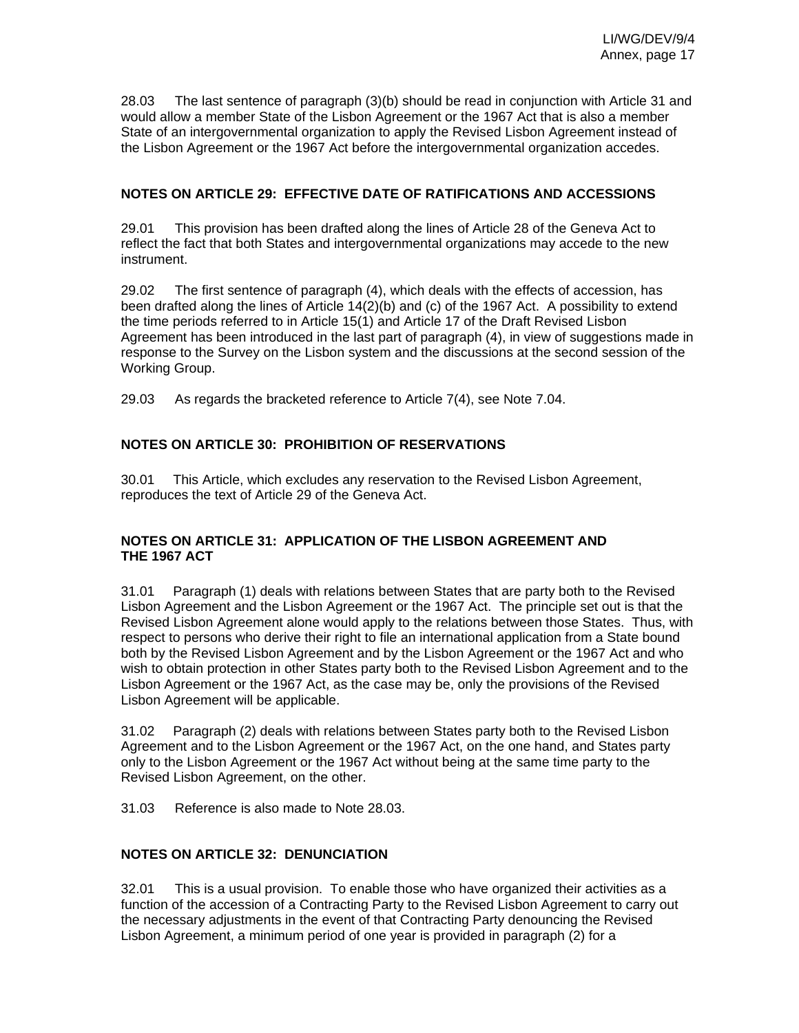28.03 The last sentence of paragraph (3)(b) should be read in conjunction with Article 31 and would allow a member State of the Lisbon Agreement or the 1967 Act that is also a member State of an intergovernmental organization to apply the Revised Lisbon Agreement instead of the Lisbon Agreement or the 1967 Act before the intergovernmental organization accedes.

## NOTES ON ARTICLE 29: EFFECTIVE DATE OF RATIFICATIONS AND ACCESSIONS

29.01 This provision has been drafted along the lines of Article 28 of the Geneva Act to reflect the fact that both States and intergovernmental organizations may accede to the new instrument.

29.02 The first sentence of paragraph (4), which deals with the effects of accession, has been drafted along the lines of Article 14(2)(b) and (c) of the 1967 Act. A possibility to extend the time periods referred to in Article 15(1) and Article 17 of the Draft Revised Lisbon Agreement has been introduced in the last part of paragraph (4), in view of suggestions made in response to the Survey on the Lisbon system and the discussions at the second session of the Working Group.

29.03 As regards the bracketed reference to Article 7(4), see Note 7.04.

## NOTES ON ARTICLE 30: PROHIBITION OF RESERVATIONS

30.01 This Article, which excludes any reservation to the Revised Lisbon Agreement, reproduces the text of Article 29 of the Geneva Act.

## NOTES ON ARTICLE 31: APPLICATION OF THE LISBON AGREEMENT AND THE 1967 ACT

31.01 Paragraph (1) deals with relations between States that are party both to the Revised Lisbon Agreement and the Lisbon Agreement or the 1967 Act. The principle set out is that the Revised Lisbon Agreement alone would apply to the relations between those States. Thus, with respect to persons who derive their right to file an international application from a State bound both by the Revised Lisbon Agreement and by the Lisbon Agreement or the 1967 Act and who wish to obtain protection in other States party both to the Revised Lisbon Agreement and to the Lisbon Agreement or the 1967 Act, as the case may be, only the provisions of the Revised Lisbon Agreement will be applicable.

31.02 Paragraph (2) deals with relations between States party both to the Revised Lisbon Agreement and to the Lisbon Agreement or the 1967 Act, on the one hand, and States party only to the Lisbon Agreement or the 1967 Act without being at the same time party to the Revised Lisbon Agreement, on the other.

31.03 Reference is also made to Note 28.03.

## NOTES ON ARTICLE 32: DENUNCIATION

32.01 This is a usual provision. To enable those who have organized their activities as a function of the accession of a Contracting Party to the Revised Lisbon Agreement to carry out the necessary adjustments in the event of that Contracting Party denouncing the Revised Lisbon Agreement, a minimum period of one year is provided in paragraph (2) for a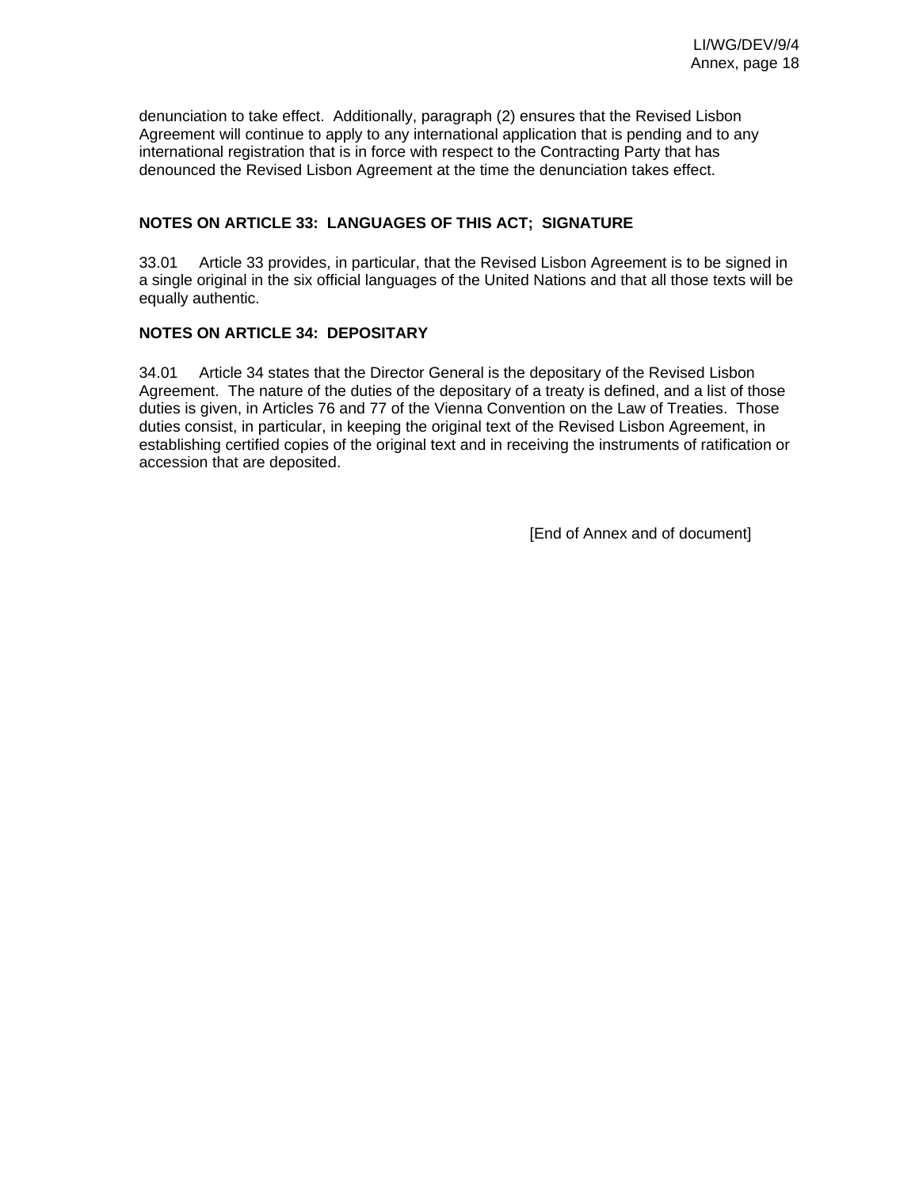denunciation to take effect. Additionally, paragraph (2) ensures that the Revised Lisbon Agreement will continue to apply to any international application that is pending and to any international registration that is in force with respect to the Contracting Party that has denounced the Revised Lisbon Agreement at the time the denunciation takes effect.

**NOTES ON ARTICLE 33: LANGUAGES OF THIS ACT; SIGNATURE**

33.01 Article 33 provides, in particular, that the Revised Lisbon Agreement is to be signed in a single original in the six official languages of the United Nations and that all those texts will be equally authentic.

**NOTES ON ARTICLE 34: DEPOSITARY**

34.01 Article 34 states that the Director General is the depositary of the Revised Lisbon Agreement. The nature of the duties of the depositary of a treaty is defined, and a list of those duties is given, in Articles 76 and 77 of the Vienna Convention on the Law of Treaties. Those duties consist, in particular, in keeping the original text of the Revised Lisbon Agreement, in establishing certified copies of the original text and in receiving the instruments of ratification or accession that are deposited.

[End of Annex and of document]